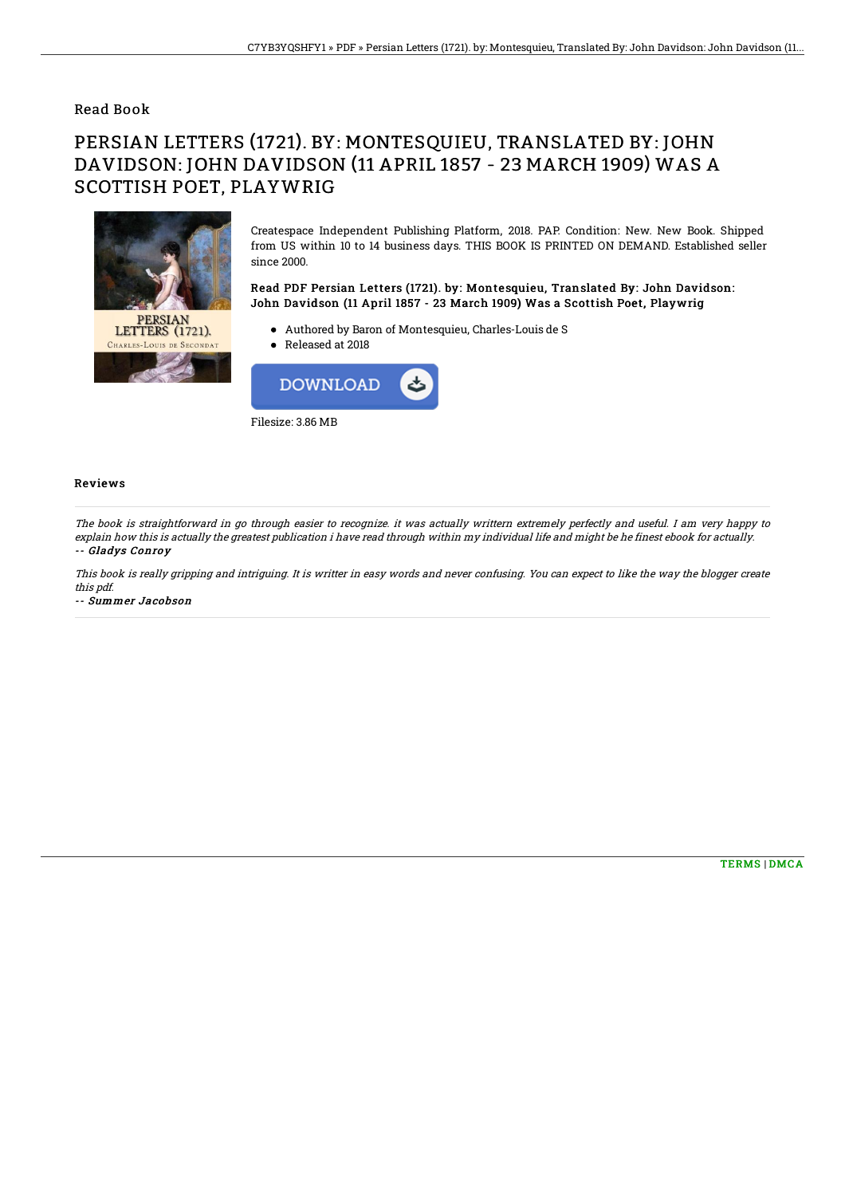Read Book

# PERSIAN LETTERS (1721). BY: MONTESQUIEU, TRANSLATED BY: JOHN DAVIDSON: JOHN DAVIDSON (11 APRIL 1857 - 23 MARCH 1909) WAS A SCOTTISH POET, PLAYWRIG

Createspace Independent Publishing Platform, 2018. PAP. Condition: New. New Book. Shipped from US within 10 to 14 business days. THIS BOOK IS PRINTED ON DEMAND. Established seller since 2000.

### Read PDF Persian Letters (1721). by: Montesquieu, Translated By: John Davidson: John Davidson (11 April 1857 - 23 March 1909) Was a Scottish Poet, Playwrig

- Authored by Baron of Montesquieu, Charles-Louis de S
- Released at 2018

DOWNLOAD

Filesize: 3.86 MB

## Reviews

*The book is straightforward in go through easier to recognize. it was actually writtern extremely perfectly and useful. I am very happy to explain how this is actually the greatest publication i have read through within my individual life and might be he finest ebook for actually.*
*-- Gladys Conroy*

*This book is really gripping and intriguing. It is writter in easy words and never confusing. You can expect to like the way the blogger create this pdf.*
*-- Summer Jacobson*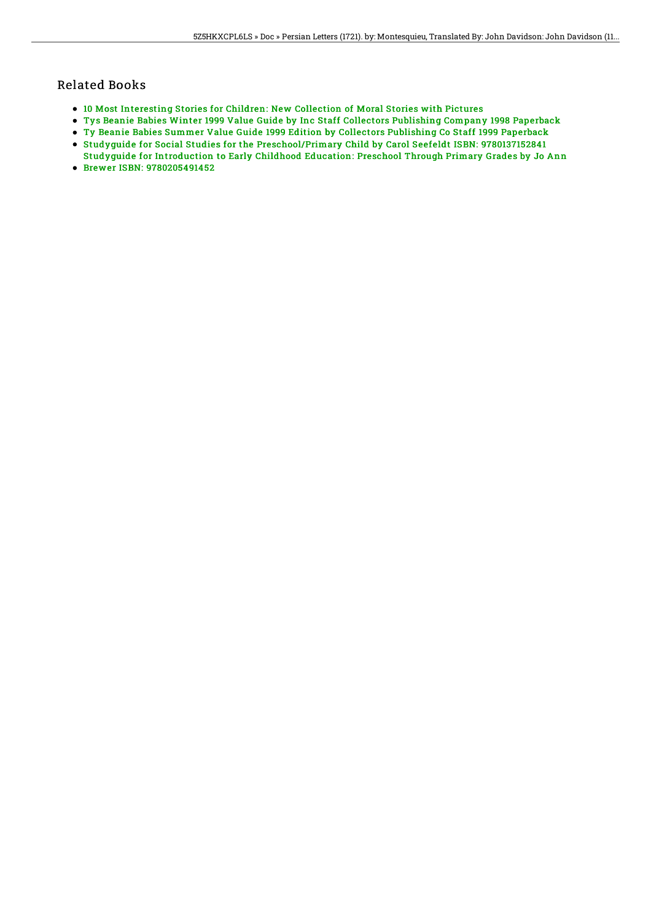## Related Books

- 10 Most Interesting Stories for Children: New Collection of Moral Stories with Pictures
- Tys Beanie Babies Winter 1999 Value Guide by Inc Staff Collectors Publishing Company 1998 Paperback
- Ty Beanie Babies Summer Value Guide 1999 Edition by Collectors Publishing Co Staff 1999 Paperback
- Studyguide for Social Studies for the Preschool/Primary Child by Carol Seefeldt ISBN: 9780137152841
- Studyguide for Introduction to Early Childhood Education: Preschool Through Primary Grades by Jo Ann Brewer ISBN: 9780205491452